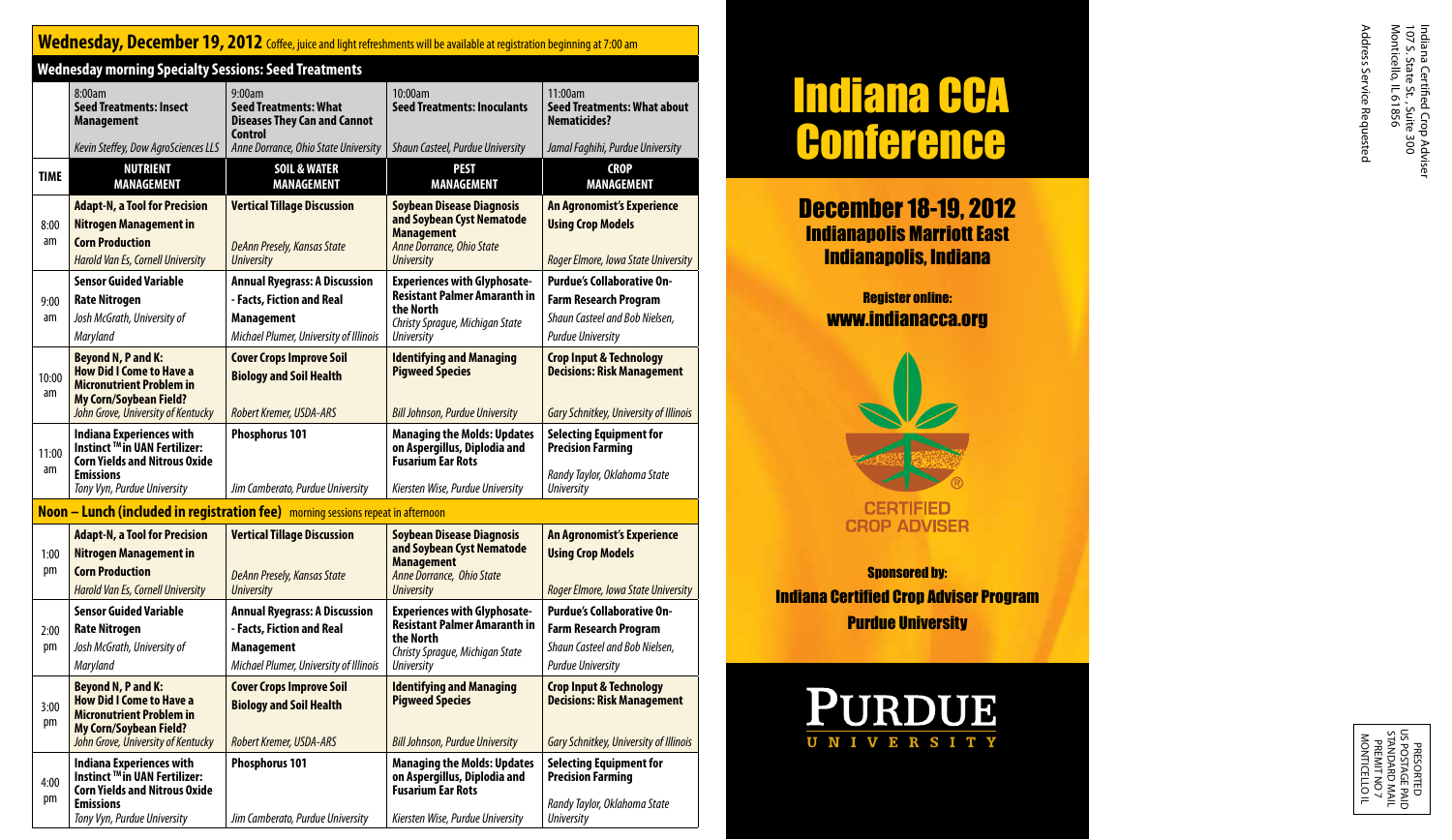## Wednesday, December 19, 2012

Coffee, juice and light refreshments will be available at registration beginning at 7:00 am

### Wednesday morning Specialty Sessions: Seed Treatments

| 8:00am | 9:00am | 10:00am | 11:00am |
|---|---|---|---|
| **Seed Treatments: Insect Management** *Kevin Steffey, Dow AgroSciences LLS* | **Seed Treatments: What Diseases They Can and Cannot Control** *Anne Dorrance, Ohio State University* | **Seed Treatments: Inoculants** *Shaun Casteel, Purdue University* | **Seed Treatments: What about Nematicides?** *Jamal Faghihi, Purdue University* |

| TIME | NUTRIENT MANAGEMENT | SOIL & WATER MANAGEMENT | PEST MANAGEMENT | CROP MANAGEMENT |
|---|---|---|---|---|
| 8:00 am | **Adapt-N, a Tool for Precision Nitrogen Management in Corn Production** *Harold Van Es, Cornell University* | **Vertical Tillage Discussion** *DeAnn Presely, Kansas State University* | **Soybean Disease Diagnosis and Soybean Cyst Nematode Management** *Anne Dorrance, Ohio State University* | **An Agronomist's Experience Using Crop Models** *Roger Elmore, Iowa State University* |
| 9:00 am | **Sensor Guided Variable Rate Nitrogen** *Josh McGrath, University of Maryland* | **Annual Ryegrass: A Discussion - Facts, Fiction and Real Management** *Michael Plumer, University of Illinois* | **Experiences with Glyphosate-Resistant Palmer Amaranth in the North** *Christy Sprague, Michigan State University* | **Purdue's Collaborative On-Farm Research Program** *Shaun Casteel and Bob Nielsen, Purdue University* |
| 10:00 am | **Beyond N, P and K: How Did I Come to Have a Micronutrient Problem in My Corn/Soybean Field?** *John Grove, University of Kentucky* | **Cover Crops Improve Soil Biology and Soil Health** *Robert Kremer, USDA-ARS* | **Identifying and Managing Pigweed Species** *Bill Johnson, Purdue University* | **Crop Input & Technology Decisions: Risk Management** *Gary Schnitkey, University of Illinois* |
| 11:00 am | **Indiana Experiences with Instinct™ in UAN Fertilizer: Corn Yields and Nitrous Oxide Emissions** *Tony Vyn, Purdue University* | **Phosphorus 101** *Jim Camberato, Purdue University* | **Managing the Molds: Updates on Aspergillus, Diplodia and Fusarium Ear Rots** *Kiersten Wise, Purdue University* | **Selecting Equipment for Precision Farming** *Randy Taylor, Oklahoma State University* |
| **Noon – Lunch (included in registration fee)** morning sessions repeat in afternoon | | | | |
| 1:00 pm | **Adapt-N, a Tool for Precision Nitrogen Management in Corn Production** *Harold Van Es, Cornell University* | **Vertical Tillage Discussion** *DeAnn Presely, Kansas State University* | **Soybean Disease Diagnosis and Soybean Cyst Nematode Management** *Anne Dorrance, Ohio State University* | **An Agronomist's Experience Using Crop Models** *Roger Elmore, Iowa State University* |
| 2:00 pm | **Sensor Guided Variable Rate Nitrogen** *Josh McGrath, University of Maryland* | **Annual Ryegrass: A Discussion - Facts, Fiction and Real Management** *Michael Plumer, University of Illinois* | **Experiences with Glyphosate-Resistant Palmer Amaranth in the North** *Christy Sprague, Michigan State University* | **Purdue's Collaborative On-Farm Research Program** *Shaun Casteel and Bob Nielsen, Purdue University* |
| 3:00 pm | **Beyond N, P and K: How Did I Come to Have a Micronutrient Problem in My Corn/Soybean Field?** *John Grove, University of Kentucky* | **Cover Crops Improve Soil Biology and Soil Health** *Robert Kremer, USDA-ARS* | **Identifying and Managing Pigweed Species** *Bill Johnson, Purdue University* | **Crop Input & Technology Decisions: Risk Management** *Gary Schnitkey, University of Illinois* |
| 4:00 pm | **Indiana Experiences with Instinct™ in UAN Fertilizer: Corn Yields and Nitrous Oxide Emissions** *Tony Vyn, Purdue University* | **Phosphorus 101** *Jim Camberato, Purdue University* | **Managing the Molds: Updates on Aspergillus, Diplodia and Fusarium Ear Rots** *Kiersten Wise, Purdue University* | **Selecting Equipment for Precision Farming** *Randy Taylor, Oklahoma State University* |

# Indiana CCA Conference

## December 18-19, 2012
### Indianapolis Marriott East
### Indianapolis, Indiana

Register online:
**www.indianacca.org**

CERTIFIED CROP ADVISER

Sponsored by:
**Indiana Certified Crop Adviser Program**
**Purdue University**

PURDUE UNIVERSITY

Indiana Certified Crop Adviser
107 S. State St., Suite 300
Monticello, IL 61856

Address Service Requested

PRESORTED
US POSTAGE PAID
STANDARD MAIL
PREMIT NO 7
MONTICELLO IL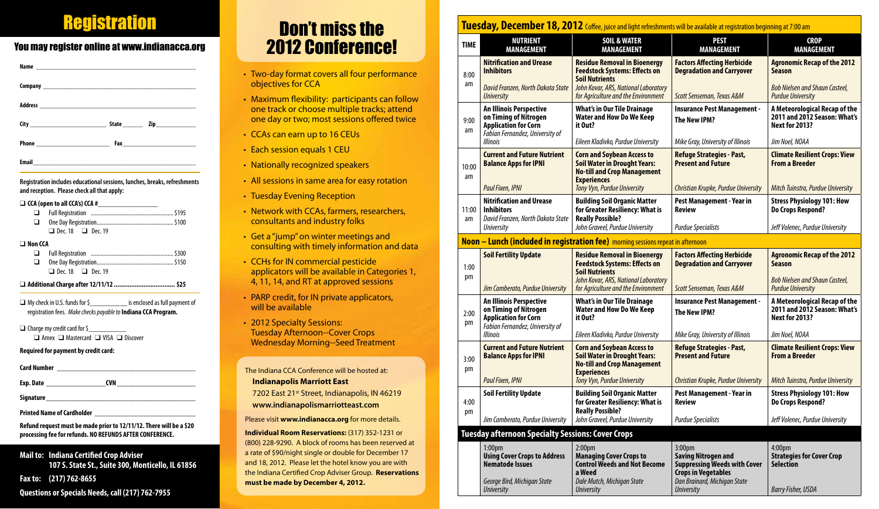# Registration

## You may register online at www.indianacca.org

Name ______________________________

Company ______________________________

Address ______________________________

City ______________ State ______ Zip ____________

Phone ______________ Fax ______________

Email ______________________________

**Registration includes educational sessions, lunches, breaks, refreshments and reception. Please check all that apply:**

❑ **CCA (open to all CCA's) CCA #** ______________

- ❑ Full Registration ........................................ $195
- ❑ One Day Registration ........................................ $100
  - ❑ Dec. 18 ❑ Dec. 19

❑ **Non CCA**

- ❑ Full Registration ........................................ $300
- ❑ One Day Registration ........................................ $150
  - ❑ Dec. 18 ❑ Dec. 19

❑ **Additional Charge after 12/11/12 .................................. $25**

❑ My check in U.S. funds for $____________ is enclosed as full payment of registration fees. *Make checks payable to* **Indiana CCA Program.**

❑ Charge my credit card for $____________

❑ Amex ❑ Mastercard ❑ VISA ❑ Discover

**Required for payment by credit card:**

**Card Number** ______________________________

**Exp. Date** ______________ **CVN** ______________

**Signature** ______________________________

**Printed Name of Cardholder** ______________________________

**Refund request must be made prior to 12/11/12. There will be a $20 processing fee for refunds. NO REFUNDS AFTER CONFERENCE.**

**Mail to: Indiana Certified Crop Adviser**
**107 S. State St., Suite 300, Monticello, IL 61856**

**Fax to: (217) 762-8655**

**Questions or Specials Needs, call (217) 762-7955**

# Don't miss the 2012 Conference!

- Two-day format covers all four performance objectives for CCA
- Maximum flexibility: participants can follow one track or choose multiple tracks; attend one day or two; most sessions offered twice
- CCAs can earn up to 16 CEUs
- Each session equals 1 CEU
- Nationally recognized speakers
- All sessions in same area for easy rotation
- Tuesday Evening Reception
- Network with CCAs, farmers, researchers, consultants and industry folks
- Get a "jump" on winter meetings and consulting with timely information and data
- CCHs for IN commercial pesticide applicators will be available in Categories 1, 4, 11, 14, and RT at approved sessions
- PARP credit, for IN private applicators, will be available
- 2012 Specialty Sessions:
  Tuesday Afternoon--Cover Crops
  Wednesday Morning--Seed Treatment

The Indiana CCA Conference will be hosted at:
**Indianapolis Marriott East**
7202 East 21st Street, Indianapolis, IN 46219
**www.indianapolismarriotteast.com**

Please visit **www.indianacca.org** for more details.

**Individual Room Reservations:** (317) 352-1231 or (800) 228-9290. A block of rooms has been reserved at a rate of $90/night single or double for December 17 and 18, 2012. Please let the hotel know you are with the Indiana Certified Crop Adviser Group. **Reservations must be made by December 4, 2012.**

## Tuesday, December 18, 2012

Coffee, juice and light refreshments will be available at registration beginning at 7:00 am

| TIME | NUTRIENT MANAGEMENT | SOIL & WATER MANAGEMENT | PEST MANAGEMENT | CROP MANAGEMENT |
|---|---|---|---|---|
| 8:00 am | **Nitrification and Urease Inhibitors** *David Franzen, North Dakota State University* | **Residue Removal in Bioenergy Feedstock Systems: Effects on Soil Nutrients** *John Kovar, ARS, National Laboratory for Agriculture and the Environment* | **Factors Affecting Herbicide Degradation and Carryover** *Scott Senseman, Texas A&M* | **Agronomic Recap of the 2012 Season** *Bob Nielsen and Shaun Casteel, Purdue University* |
| 9:00 am | **An Illinois Perspective on Timing of Nitrogen Application for Corn** *Fabian Fernandez, University of Illinois* | **What's in Our Tile Drainage Water and How Do We Keep it Out?** *Eileen Kladivko, Purdue University* | **Insurance Pest Management - The New IPM?** *Mike Gray, University of Illinois* | **A Meteorological Recap of the 2011 and 2012 Season: What's Next for 2013?** *Jim Noel, NOAA* |
| 10:00 am | **Current and Future Nutrient Balance Apps for IPNI** *Paul Fixen, IPNI* | **Corn and Soybean Access to Soil Water in Drought Years: No-till and Crop Management Experiences** *Tony Vyn, Purdue University* | **Refuge Strategies - Past, Present and Future** *Christian Krupke, Purdue University* | **Climate Resilient Crops: View From a Breeder** *Mitch Tuinstra, Purdue University* |
| 11:00 am | **Nitrification and Urease Inhibitors** *David Franzen, North Dakota State University* | **Building Soil Organic Matter for Greater Resiliency: What is Really Possible?** *John Graveel, Purdue University* | **Pest Management - Year in Review** *Purdue Specialists* | **Stress Physiology 101: How Do Crops Respond?** *Jeff Volenec, Purdue University* |
| **Noon – Lunch (included in registration fee)** morning sessions repeat in afternoon | | | | |
| 1:00 pm | **Soil Fertility Update** *Jim Camberato, Purdue University* | **Residue Removal in Bioenergy Feedstock Systems: Effects on Soil Nutrients** *John Kovar, ARS, National Laboratory for Agriculture and the Environment* | **Factors Affecting Herbicide Degradation and Carryover** *Scott Senseman, Texas A&M* | **Agronomic Recap of the 2012 Season** *Bob Nielsen and Shaun Casteel, Purdue University* |
| 2:00 pm | **An Illinois Perspective on Timing of Nitrogen Application for Corn** *Fabian Fernandez, University of Illinois* | **What's in Our Tile Drainage Water and How Do We Keep it Out?** *Eileen Kladivko, Purdue University* | **Insurance Pest Management - The New IPM?** *Mike Gray, University of Illinois* | **A Meteorological Recap of the 2011 and 2012 Season: What's Next for 2013?** *Jim Noel, NOAA* |
| 3:00 pm | **Current and Future Nutrient Balance Apps for IPNI** *Paul Fixen, IPNI* | **Corn and Soybean Access to Soil Water in Drought Years: No-till and Crop Management Experiences** *Tony Vyn, Purdue University* | **Refuge Strategies - Past, Present and Future** *Christian Krupke, Purdue University* | **Climate Resilient Crops: View From a Breeder** *Mitch Tuinstra, Purdue University* |
| 4:00 pm | **Soil Fertility Update** *Jim Camberato, Purdue University* | **Building Soil Organic Matter for Greater Resiliency: What is Really Possible?** *John Graveel, Purdue University* | **Pest Management - Year in Review** *Purdue Specialists* | **Stress Physiology 101: How Do Crops Respond?** *Jeff Volenec, Purdue University* |
| **Tuesday afternoon Specialty Sessions: Cover Crops** | | | | |
| | 1:00pm **Using Cover Crops to Address Nematode Issues** *George Bird, Michigan State University* | 2:00pm **Managing Cover Crops to Control Weeds and Not Become a Weed** *Dale Mutch, Michigan State University* | 3:00pm **Saving Nitrogen and Suppressing Weeds with Cover Crops in Vegetables** *Dan Brainard, Michigan State University* | 4:00pm **Strategies for Cover Crop Selection** *Barry Fisher, USDA* |